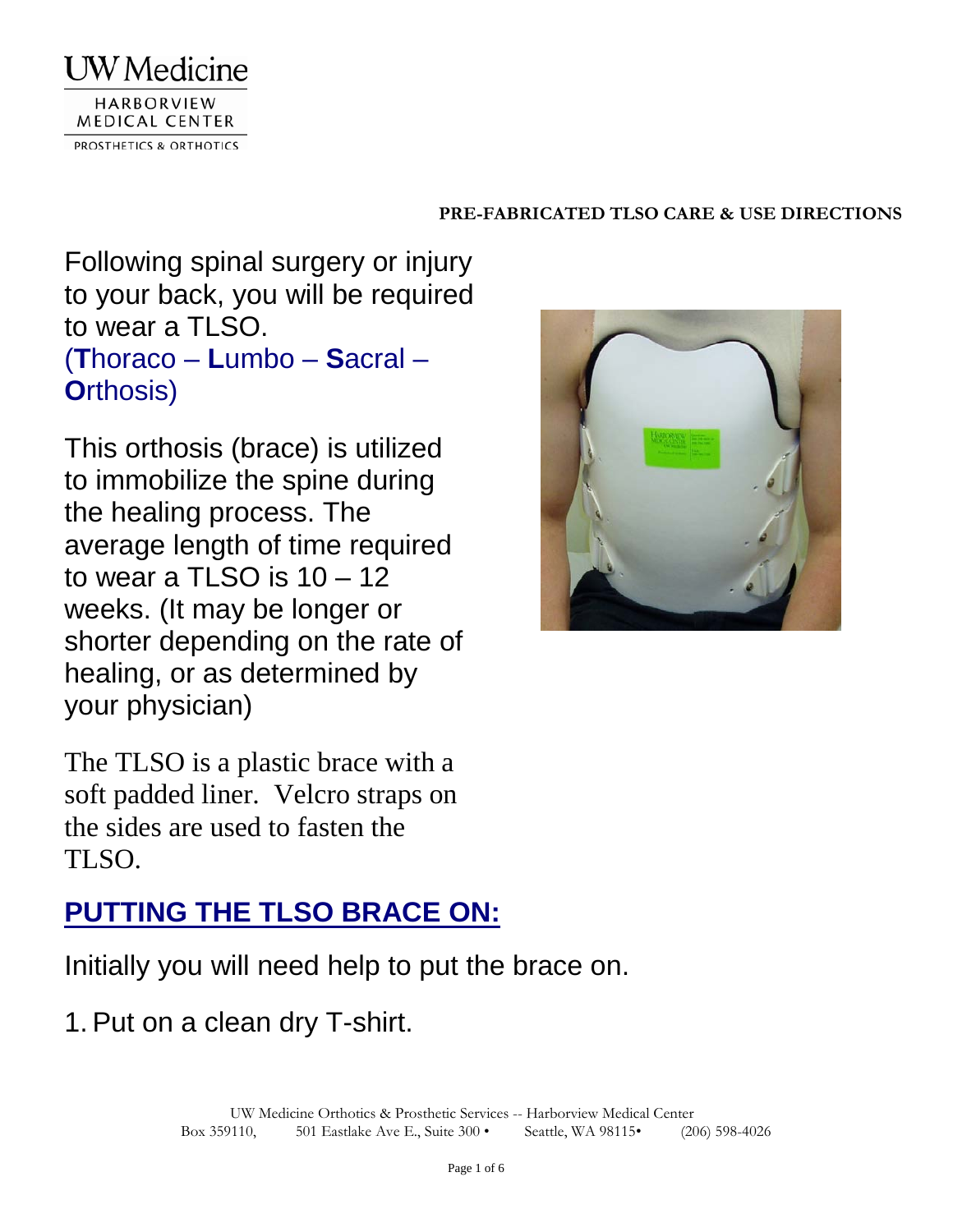UW Medicine
HARBORVIEW MEDICAL CENTER
PROSTHETICS & ORTHOTICS

**PRE-FABRICATED TLSO CARE & USE DIRECTIONS**

Following spinal surgery or injury to your back, you will be required to wear a TLSO.
(**T**horaco – **L**umbo – **S**acral – **O**rthosis)

This orthosis (brace) is utilized to immobilize the spine during the healing process. The average length of time required to wear a TLSO is 10 – 12 weeks. (It may be longer or shorter depending on the rate of healing, or as determined by your physician)

The TLSO is a plastic brace with a soft padded liner. Velcro straps on the sides are used to fasten the TLSO.

## PUTTING THE TLSO BRACE ON:

Initially you will need help to put the brace on.

1. Put on a clean dry T-shirt.

UW Medicine Orthotics & Prosthetic Services -- Harborview Medical Center
Box 359110, 501 Eastlake Ave E., Suite 300 • Seattle, WA 98115• (206) 598-4026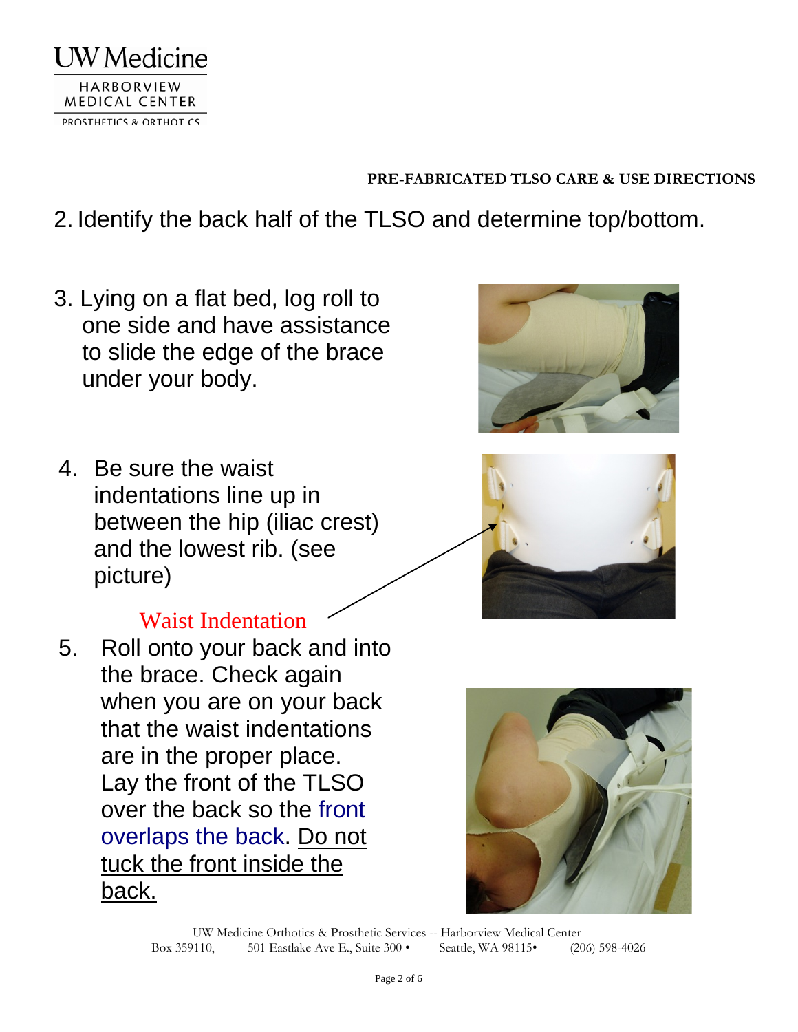**PRE-FABRICATED TLSO CARE & USE DIRECTIONS**

2. Identify the back half of the TLSO and determine top/bottom.

3. Lying on a flat bed, log roll to one side and have assistance to slide the edge of the brace under your body.

4. Be sure the waist indentations line up in between the hip (iliac crest) and the lowest rib. (see picture)

   Waist Indentation

5. Roll onto your back and into the brace. Check again when you are on your back that the waist indentations are in the proper place. Lay the front of the TLSO over the back so the front overlaps the back. <u>Do not tuck the front inside the back.</u>

UW Medicine Orthotics & Prosthetic Services -- Harborview Medical Center
Box 359110, 501 Eastlake Ave E., Suite 300 • Seattle, WA 98115• (206) 598-4026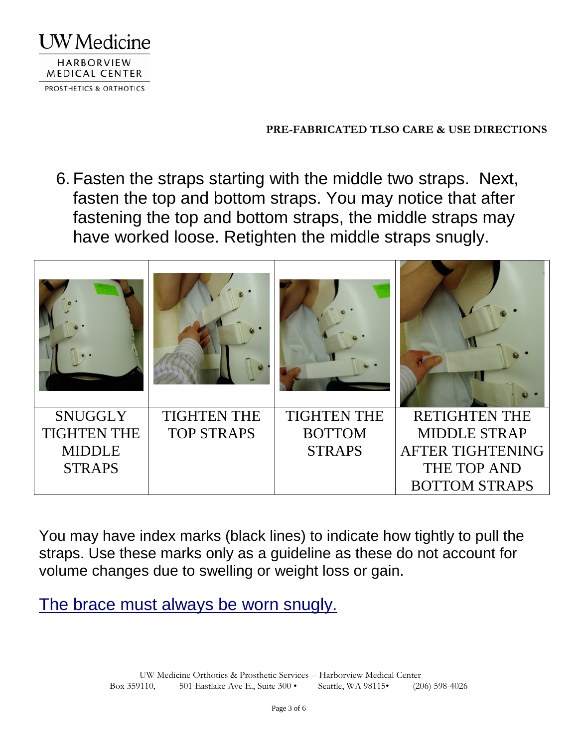**PRE-FABRICATED TLSO CARE & USE DIRECTIONS**

6. Fasten the straps starting with the middle two straps. Next, fasten the top and bottom straps. You may notice that after fastening the top and bottom straps, the middle straps may have worked loose. Retighten the middle straps snugly.

| | | | |
|---|---|---|---|
| SNUGGLY TIGHTEN THE MIDDLE STRAPS | TIGHTEN THE TOP STRAPS | TIGHTEN THE BOTTOM STRAPS | RETIGHTEN THE MIDDLE STRAP AFTER TIGHTENING THE TOP AND BOTTOM STRAPS |

You may have index marks (black lines) to indicate how tightly to pull the straps. Use these marks only as a guideline as these do not account for volume changes due to swelling or weight loss or gain.

The brace must always be worn snugly.

UW Medicine Orthotics & Prosthetic Services -- Harborview Medical Center
Box 359110, 501 Eastlake Ave E., Suite 300 • Seattle, WA 98115• (206) 598-4026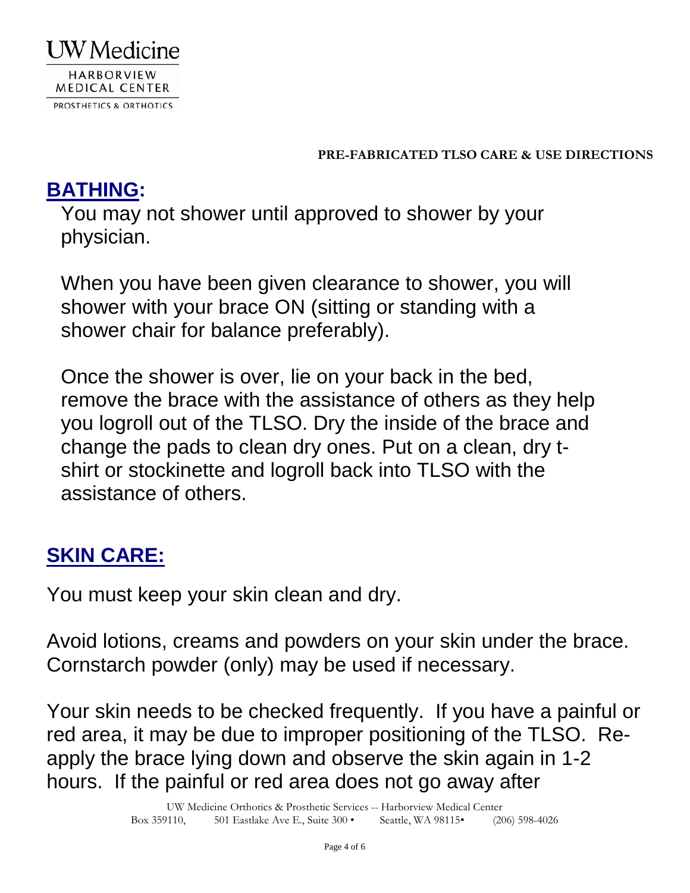**PRE-FABRICATED TLSO CARE & USE DIRECTIONS**

## BATHING:

You may not shower until approved to shower by your physician.

When you have been given clearance to shower, you will shower with your brace ON (sitting or standing with a shower chair for balance preferably).

Once the shower is over, lie on your back in the bed, remove the brace with the assistance of others as they help you logroll out of the TLSO. Dry the inside of the brace and change the pads to clean dry ones. Put on a clean, dry t-shirt or stockinette and logroll back into TLSO with the assistance of others.

## SKIN CARE:

You must keep your skin clean and dry.

Avoid lotions, creams and powders on your skin under the brace. Cornstarch powder (only) may be used if necessary.

Your skin needs to be checked frequently. If you have a painful or red area, it may be due to improper positioning of the TLSO. Re-apply the brace lying down and observe the skin again in 1-2 hours. If the painful or red area does not go away after

UW Medicine Orthotics & Prosthetic Services -- Harborview Medical Center
Box 359110, 501 Eastlake Ave E., Suite 300 • Seattle, WA 98115• (206) 598-4026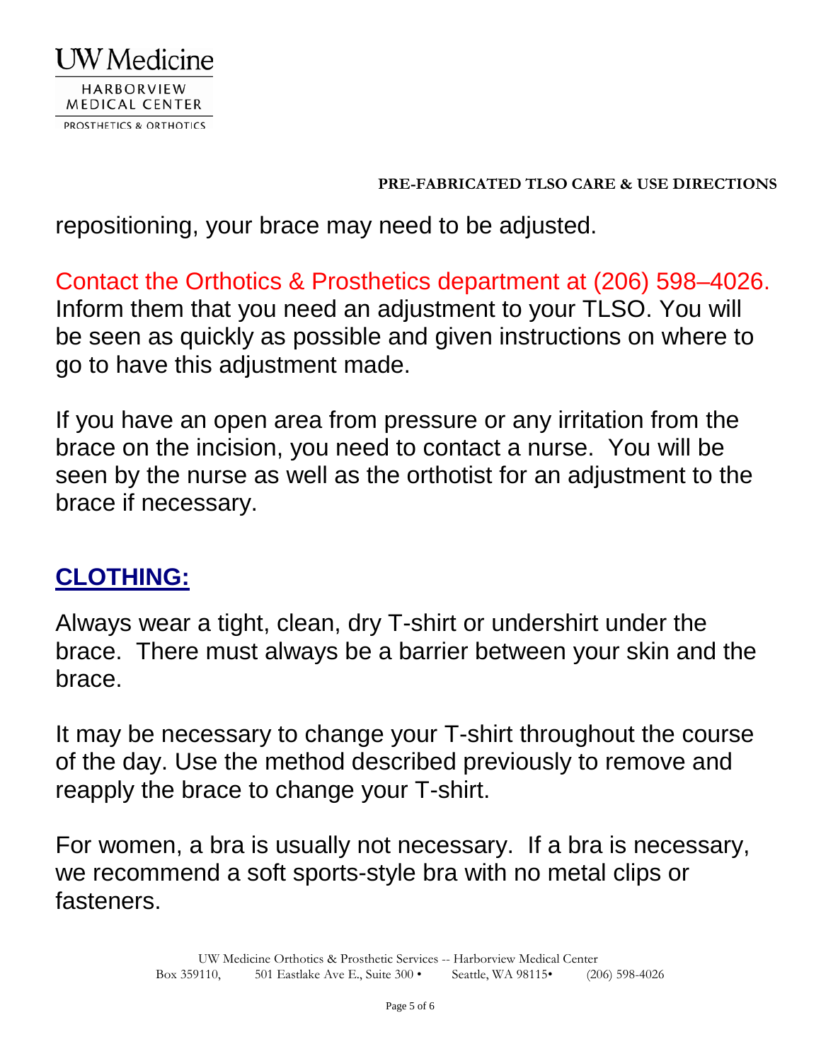repositioning, your brace may need to be adjusted.

Contact the Orthotics & Prosthetics department at (206) 598–4026. Inform them that you need an adjustment to your TLSO. You will be seen as quickly as possible and given instructions on where to go to have this adjustment made.

If you have an open area from pressure or any irritation from the brace on the incision, you need to contact a nurse. You will be seen by the nurse as well as the orthotist for an adjustment to the brace if necessary.

## CLOTHING:

Always wear a tight, clean, dry T-shirt or undershirt under the brace. There must always be a barrier between your skin and the brace.

It may be necessary to change your T-shirt throughout the course of the day. Use the method described previously to remove and reapply the brace to change your T-shirt.

For women, a bra is usually not necessary. If a bra is necessary, we recommend a soft sports-style bra with no metal clips or fasteners.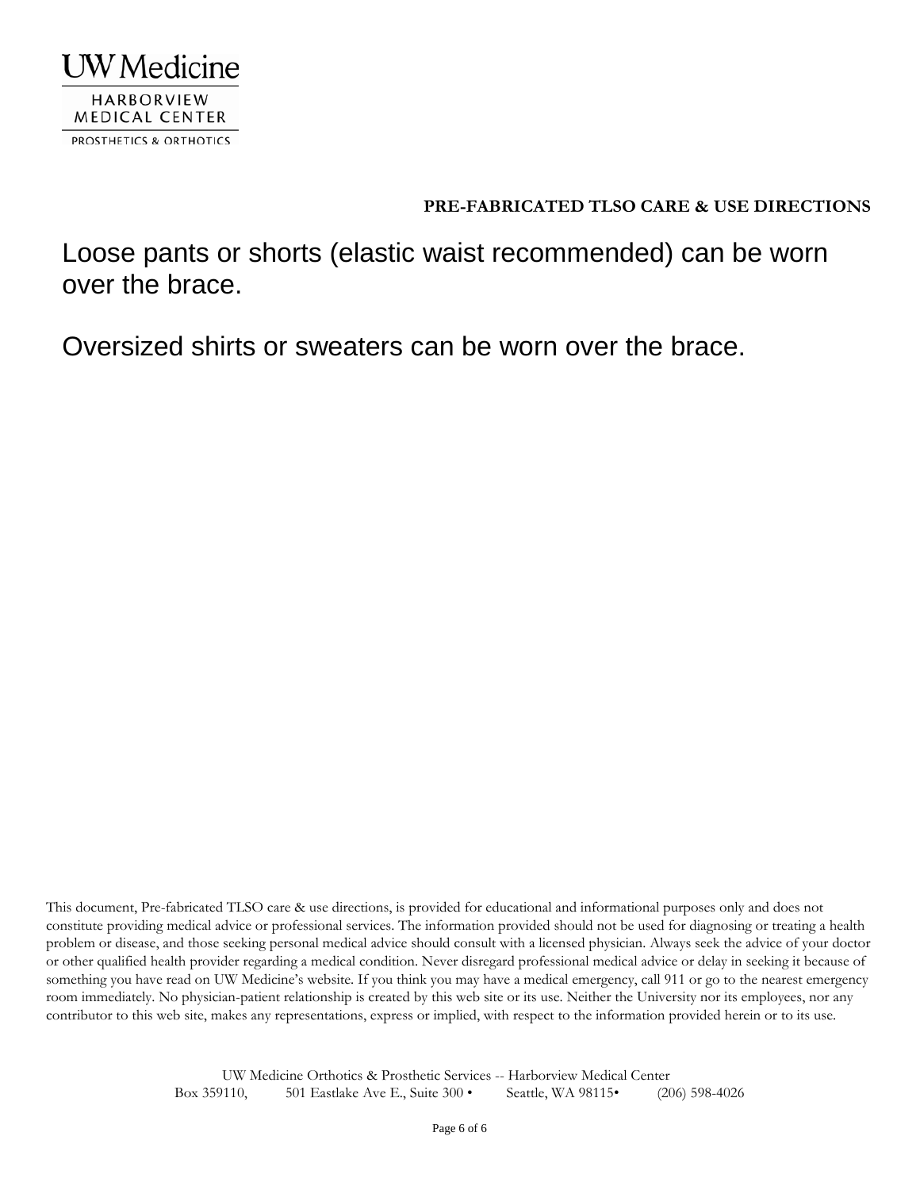Loose pants or shorts (elastic waist recommended) can be worn over the brace.

Oversized shirts or sweaters can be worn over the brace.

This document, Pre-fabricated TLSO care & use directions, is provided for educational and informational purposes only and does not constitute providing medical advice or professional services. The information provided should not be used for diagnosing or treating a health problem or disease, and those seeking personal medical advice should consult with a licensed physician. Always seek the advice of your doctor or other qualified health provider regarding a medical condition. Never disregard professional medical advice or delay in seeking it because of something you have read on UW Medicine's website. If you think you may have a medical emergency, call 911 or go to the nearest emergency room immediately. No physician-patient relationship is created by this web site or its use. Neither the University nor its employees, nor any contributor to this web site, makes any representations, express or implied, with respect to the information provided herein or to its use.